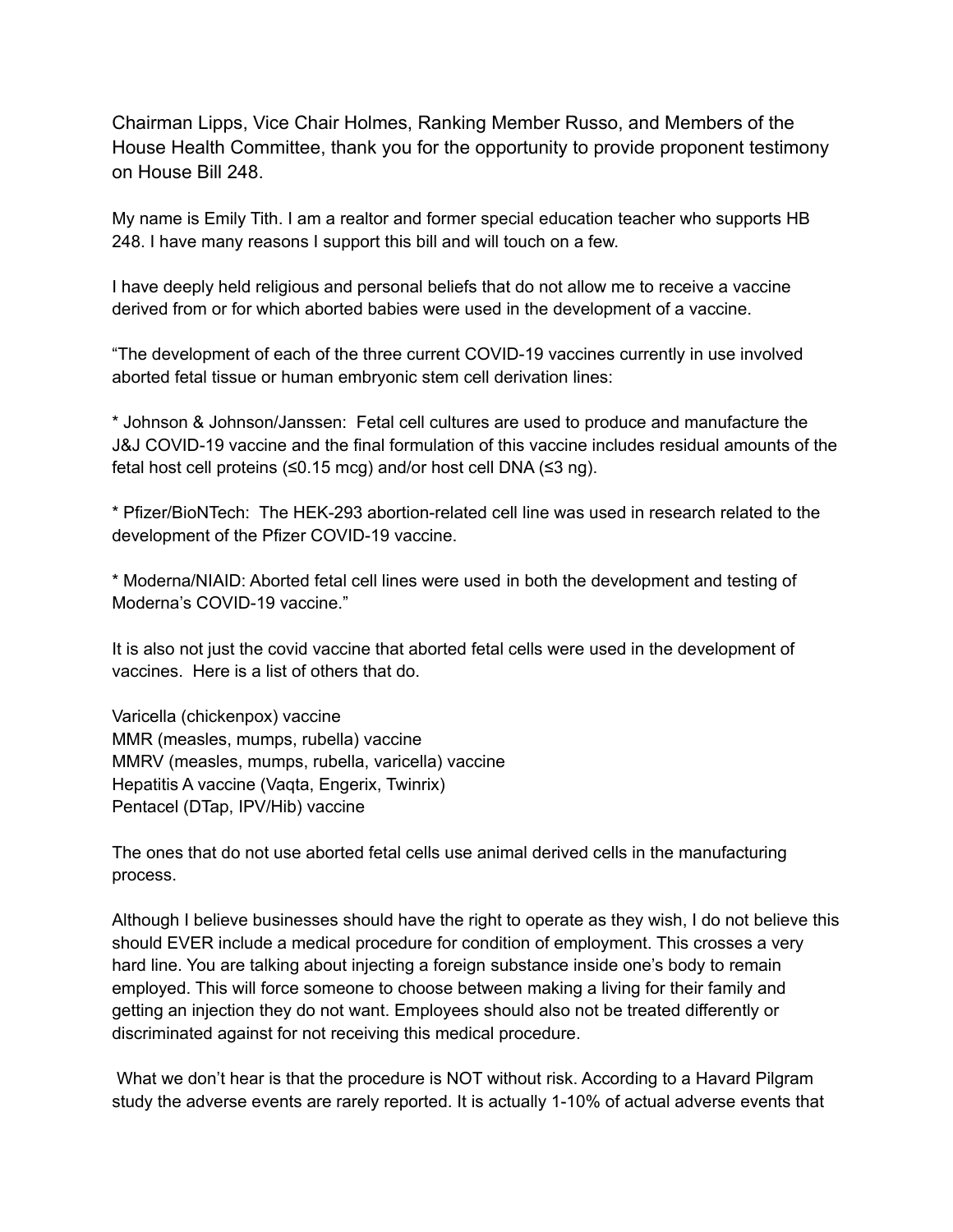Chairman Lipps, Vice Chair Holmes, Ranking Member Russo, and Members of the House Health Committee, thank you for the opportunity to provide proponent testimony on House Bill 248.

My name is Emily Tith. I am a realtor and former special education teacher who supports HB 248. I have many reasons I support this bill and will touch on a few.

I have deeply held religious and personal beliefs that do not allow me to receive a vaccine derived from or for which aborted babies were used in the development of a vaccine.

“The development of each of the three current COVID-19 vaccines currently in use involved aborted fetal tissue or human embryonic stem cell derivation lines:

* Johnson & Johnson/Janssen: Fetal cell cultures are used to produce and manufacture the J&J COVID-19 vaccine and the final formulation of this vaccine includes residual amounts of the fetal host cell proteins (≤0.15 mcg) and/or host cell DNA (≤3 ng).

* Pfizer/BioNTech: The HEK-293 abortion-related cell line was used in research related to the development of the Pfizer COVID-19 vaccine.

* Moderna/NIAID: Aborted fetal cell lines were used in both the development and testing of Moderna’s COVID-19 vaccine.”

It is also not just the covid vaccine that aborted fetal cells were used in the development of vaccines. Here is a list of others that do.

Varicella (chickenpox) vaccine
MMR (measles, mumps, rubella) vaccine
MMRV (measles, mumps, rubella, varicella) vaccine
Hepatitis A vaccine (Vaqta, Engerix, Twinrix)
Pentacel (DTap, IPV/Hib) vaccine

The ones that do not use aborted fetal cells use animal derived cells in the manufacturing process.

Although I believe businesses should have the right to operate as they wish, I do not believe this should EVER include a medical procedure for condition of employment. This crosses a very hard line. You are talking about injecting a foreign substance inside one’s body to remain employed. This will force someone to choose between making a living for their family and getting an injection they do not want. Employees should also not be treated differently or discriminated against for not receiving this medical procedure.

What we don’t hear is that the procedure is NOT without risk. According to a Havard Pilgram study the adverse events are rarely reported. It is actually 1-10% of actual adverse events that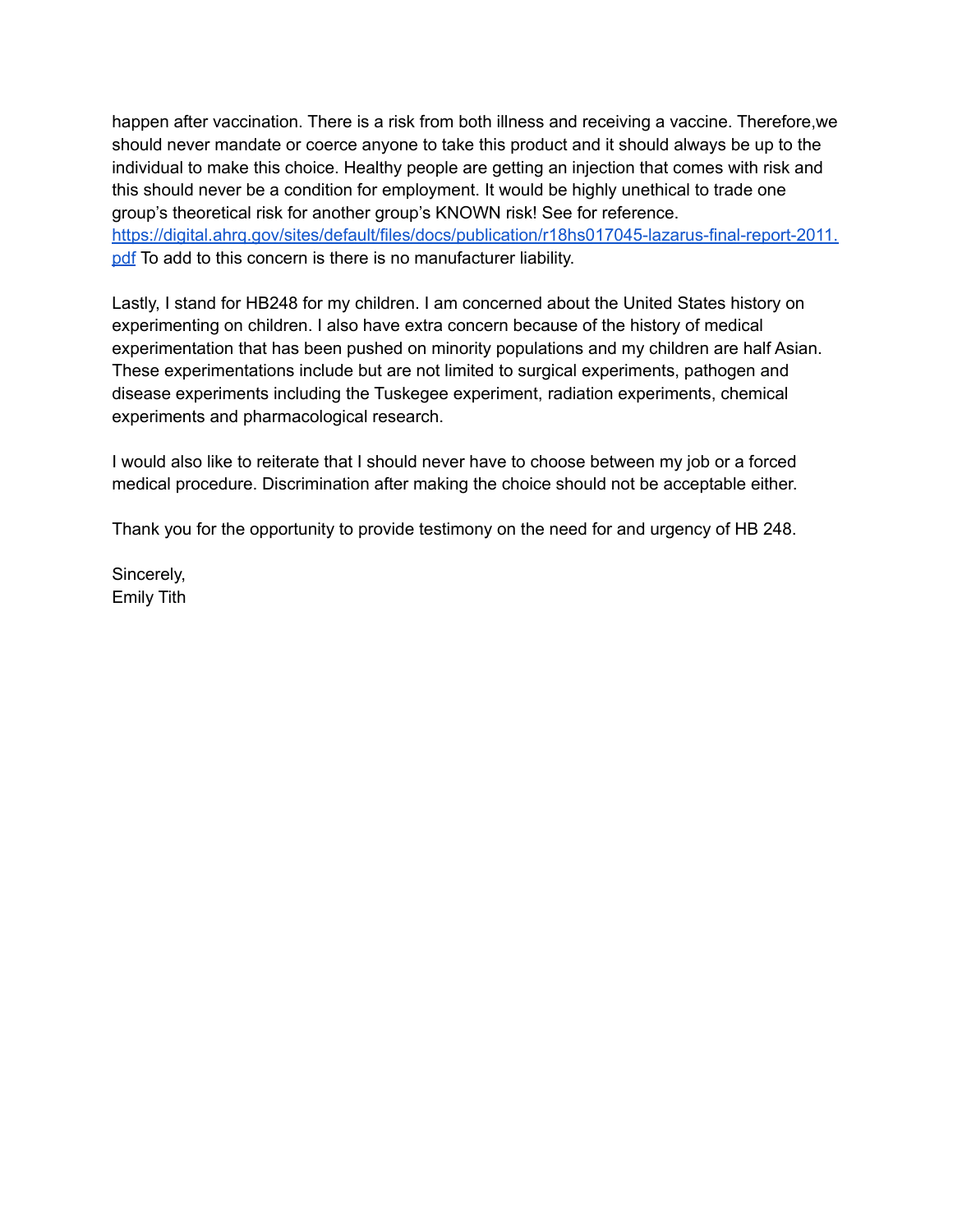happen after vaccination. There is a risk from both illness and receiving a vaccine. Therefore,we should never mandate or coerce anyone to take this product and it should always be up to the individual to make this choice. Healthy people are getting an injection that comes with risk and this should never be a condition for employment. It would be highly unethical to trade one group's theoretical risk for another group's KNOWN risk! See for reference. [https://digital.ahrq.gov/sites/default/files/docs/publication/r18hs017045-lazarus-final-report-2011.pdf](https://digital.ahrq.gov/sites/default/files/docs/publication/r18hs017045-lazarus-final-report-2011.pdf) To add to this concern is there is no manufacturer liability.

Lastly, I stand for HB248 for my children. I am concerned about the United States history on experimenting on children. I also have extra concern because of the history of medical experimentation that has been pushed on minority populations and my children are half Asian. These experimentations include but are not limited to surgical experiments, pathogen and disease experiments including the Tuskegee experiment, radiation experiments, chemical experiments and pharmacological research.

I would also like to reiterate that I should never have to choose between my job or a forced medical procedure. Discrimination after making the choice should not be acceptable either.

Thank you for the opportunity to provide testimony on the need for and urgency of HB 248.

Sincerely,
Emily Tith